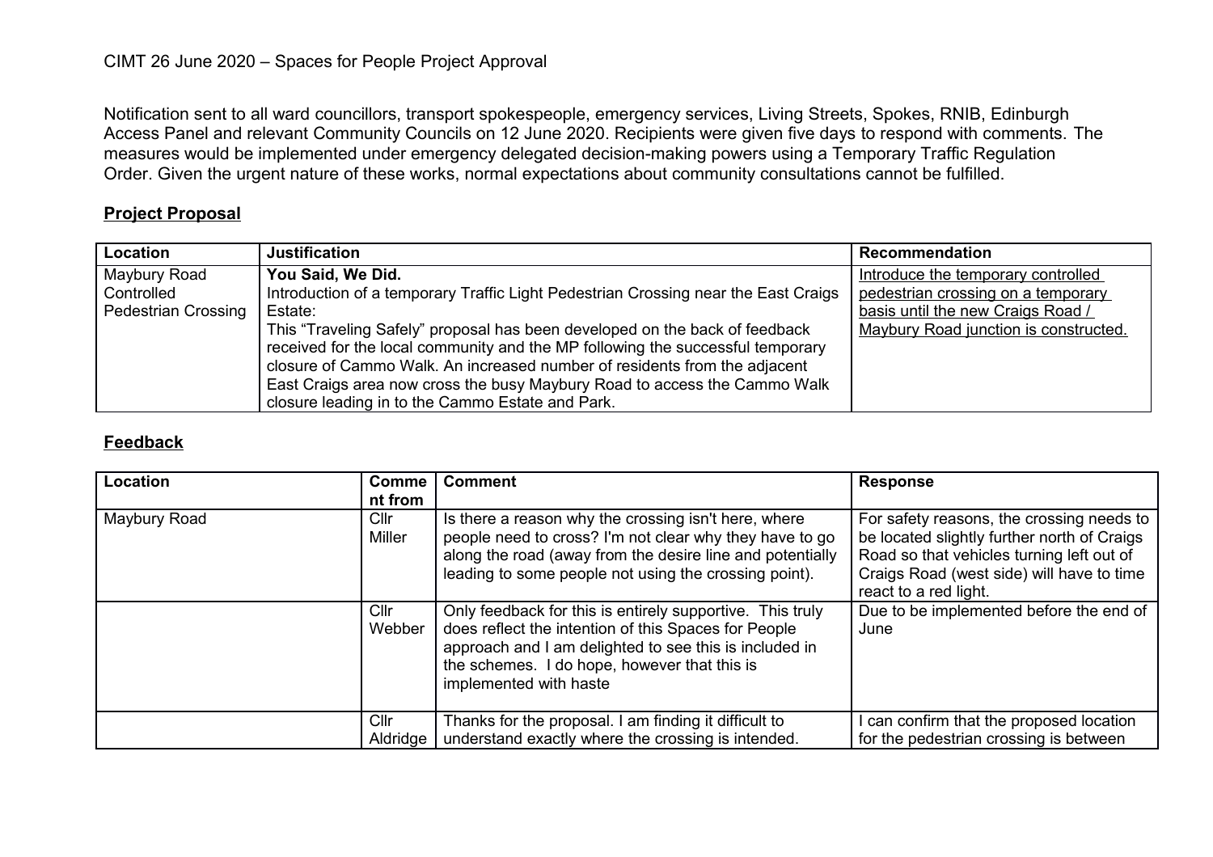CIMT 26 June 2020 – Spaces for People Project Approval

Notification sent to all ward councillors, transport spokespeople, emergency services, Living Streets, Spokes, RNIB, Edinburgh Access Panel and relevant Community Councils on 12 June 2020. Recipients were given five days to respond with comments. The measures would be implemented under emergency delegated decision-making powers using a Temporary Traffic Regulation Order. Given the urgent nature of these works, normal expectations about community consultations cannot be fulfilled.

## **Project Proposal**

| Location | Justification | Recommendation |
|---|---|---|
| Maybury Road Controlled Pedestrian Crossing | **You Said, We Did.** Introduction of a temporary Traffic Light Pedestrian Crossing near the East Craigs Estate: This "Traveling Safely" proposal has been developed on the back of feedback received for the local community and the MP following the successful temporary closure of Cammo Walk. An increased number of residents from the adjacent East Craigs area now cross the busy Maybury Road to access the Cammo Walk closure leading in to the Cammo Estate and Park. | Introduce the temporary controlled pedestrian crossing on a temporary basis until the new Craigs Road / Maybury Road junction is constructed. |

## **Feedback**

| Location | Comment from | Comment | Response |
|---|---|---|---|
| Maybury Road | Cllr Miller | Is there a reason why the crossing isn't here, where people need to cross? I'm not clear why they have to go along the road (away from the desire line and potentially leading to some people not using the crossing point). | For safety reasons, the crossing needs to be located slightly further north of Craigs Road so that vehicles turning left out of Craigs Road (west side) will have to time react to a red light. |
| | Cllr Webber | Only feedback for this is entirely supportive. This truly does reflect the intention of this Spaces for People approach and I am delighted to see this is included in the schemes. I do hope, however that this is implemented with haste | Due to be implemented before the end of June |
| | Cllr Aldridge | Thanks for the proposal. I am finding it difficult to understand exactly where the crossing is intended. | I can confirm that the proposed location for the pedestrian crossing is between |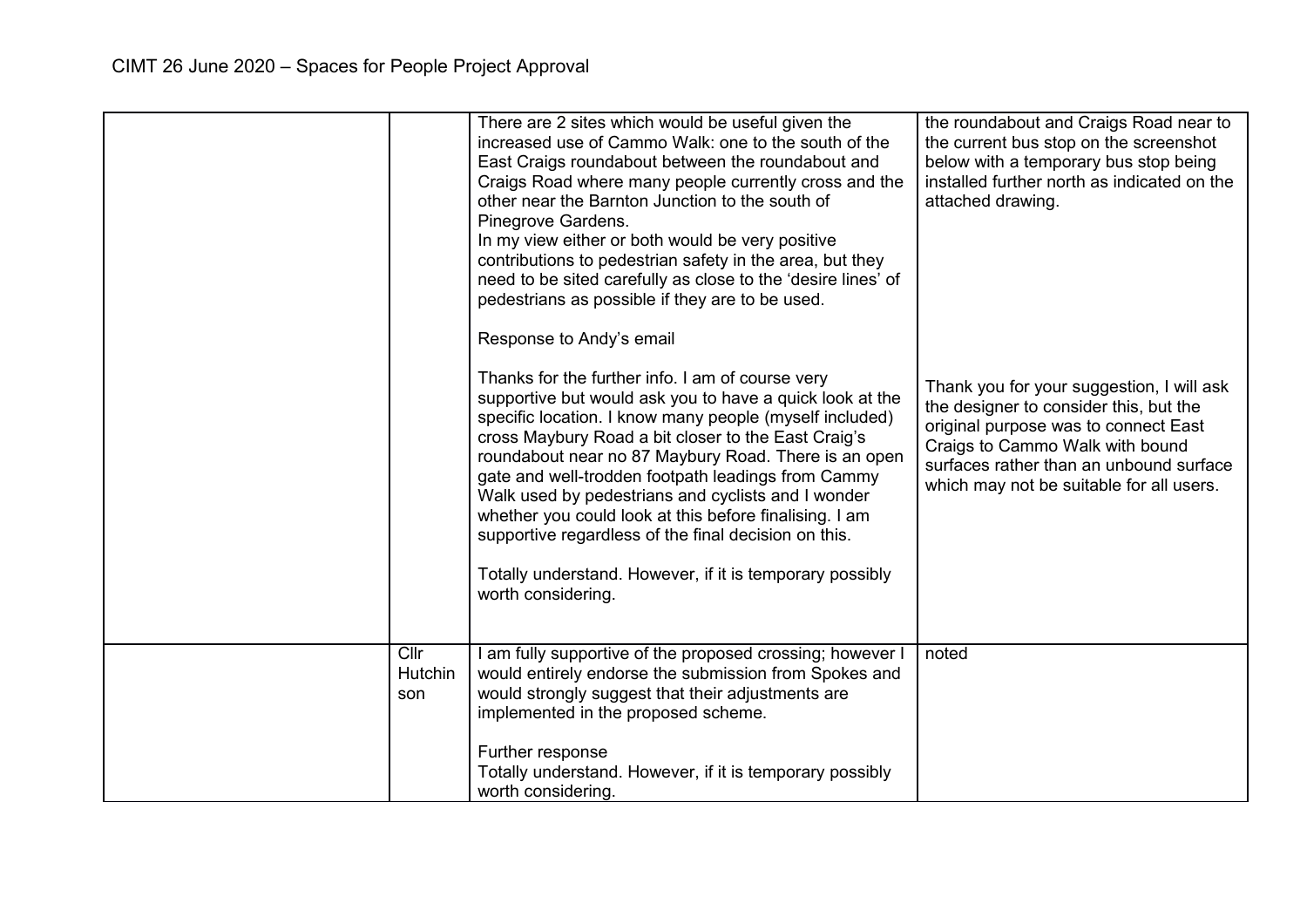| | | | |
|---|---|---|---|
| | | There are 2 sites which would be useful given the increased use of Cammo Walk: one to the south of the East Craigs roundabout between the roundabout and Craigs Road where many people currently cross and the other near the Barnton Junction to the south of Pinegrove Gardens.<br>In my view either or both would be very positive contributions to pedestrian safety in the area, but they need to be sited carefully as close to the 'desire lines' of pedestrians as possible if they are to be used.<br><br>Response to Andy's email<br><br>Thanks for the further info. I am of course very supportive but would ask you to have a quick look at the specific location. I know many people (myself included) cross Maybury Road a bit closer to the East Craig's roundabout near no 87 Maybury Road. There is an open gate and well-trodden footpath leadings from Cammy Walk used by pedestrians and cyclists and I wonder whether you could look at this before finalising. I am supportive regardless of the final decision on this.<br><br>Totally understand. However, if it is temporary possibly worth considering. | the roundabout and Craigs Road near to the current bus stop on the screenshot below with a temporary bus stop being installed further north as indicated on the attached drawing.<br><br>Thank you for your suggestion, I will ask the designer to consider this, but the original purpose was to connect East Craigs to Cammo Walk with bound surfaces rather than an unbound surface which may not be suitable for all users. |
| | Cllr Hutchinson | I am fully supportive of the proposed crossing; however I would entirely endorse the submission from Spokes and would strongly suggest that their adjustments are implemented in the proposed scheme.<br><br>Further response<br>Totally understand. However, if it is temporary possibly worth considering. | noted |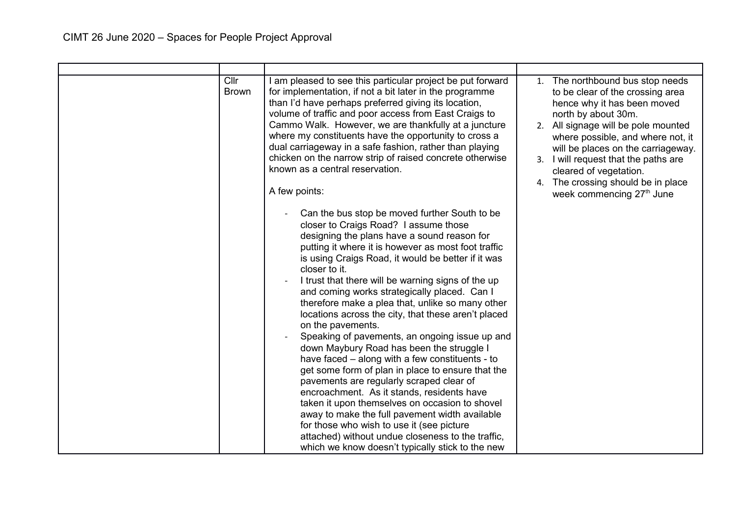# CIMT 26 June 2020 – Spaces for People Project Approval

| | | | |
|---|---|---|---|
| | Cllr Brown | I am pleased to see this particular project be put forward for implementation, if not a bit later in the programme than I'd have perhaps preferred giving its location, volume of traffic and poor access from East Craigs to Cammo Walk. However, we are thankfully at a juncture where my constituents have the opportunity to cross a dual carriageway in a safe fashion, rather than playing chicken on the narrow strip of raised concrete otherwise known as a central reservation.<br><br>A few points:<br><br>- Can the bus stop be moved further South to be closer to Craigs Road? I assume those designing the plans have a sound reason for putting it where it is however as most foot traffic is using Craigs Road, it would be better if it was closer to it.<br>- I trust that there will be warning signs of the up and coming works strategically placed. Can I therefore make a plea that, unlike so many other locations across the city, that these aren't placed on the pavements.<br>- Speaking of pavements, an ongoing issue up and down Maybury Road has been the struggle I have faced – along with a few constituents - to get some form of plan in place to ensure that the pavements are regularly scraped clear of encroachment. As it stands, residents have taken it upon themselves on occasion to shovel away to make the full pavement width available for those who wish to use it (see picture attached) without undue closeness to the traffic, which we know doesn't typically stick to the new | 1. The northbound bus stop needs to be clear of the crossing area hence why it has been moved north by about 30m.<br>2. All signage will be pole mounted where possible, and where not, it will be places on the carriageway.<br>3. I will request that the paths are cleared of vegetation.<br>4. The crossing should be in place week commencing 27th June |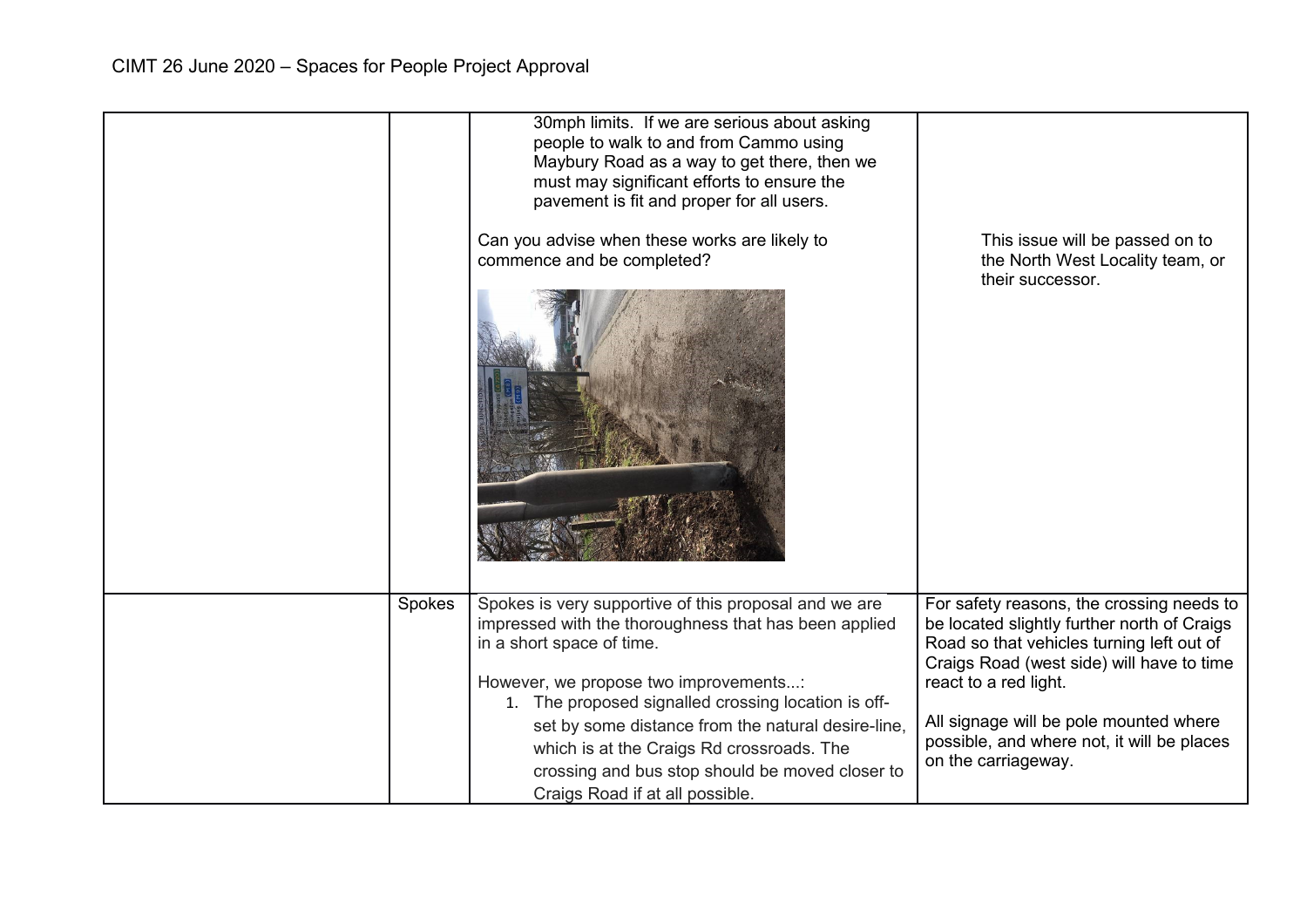CIMT 26 June 2020 – Spaces for People Project Approval

| | | | |
|---|---|---|---|
| | | 30mph limits. If we are serious about asking people to walk to and from Cammo using Maybury Road as a way to get there, then we must may significant efforts to ensure the pavement is fit and proper for all users.<br><br>Can you advise when these works are likely to commence and be completed? | This issue will be passed on to the North West Locality team, or their successor. |
| | Spokes | Spokes is very supportive of this proposal and we are impressed with the thoroughness that has been applied in a short space of time.<br><br>However, we propose two improvements...:<br>1. The proposed signalled crossing location is off-set by some distance from the natural desire-line, which is at the Craigs Rd crossroads. The crossing and bus stop should be moved closer to Craigs Road if at all possible. | For safety reasons, the crossing needs to be located slightly further north of Craigs Road so that vehicles turning left out of Craigs Road (west side) will have to time react to a red light.<br><br>All signage will be pole mounted where possible, and where not, it will be places on the carriageway. |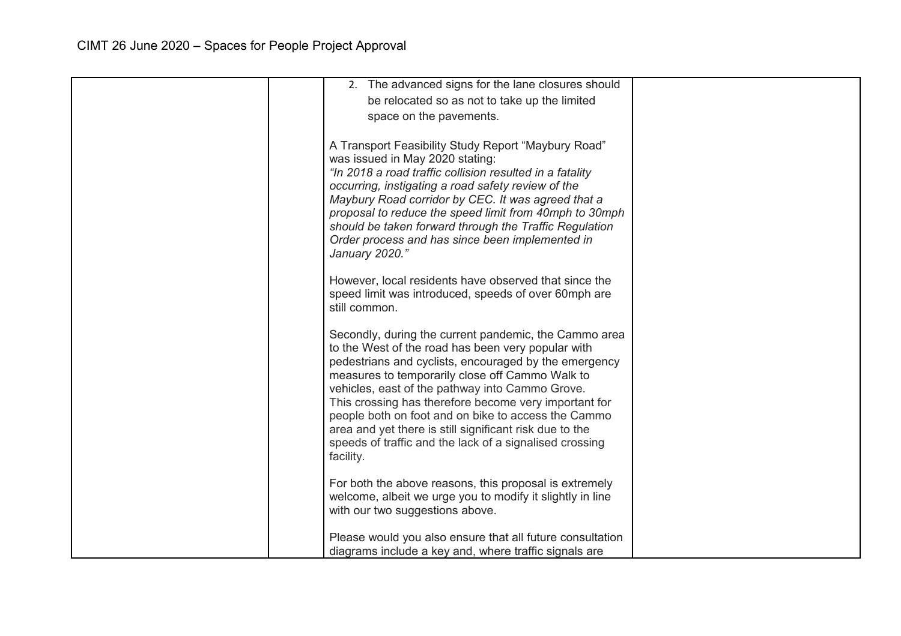| | | 2. The advanced signs for the lane closures should be relocated so as not to take up the limited space on the pavements.<br><br>A Transport Feasibility Study Report "Maybury Road" was issued in May 2020 stating:<br>*"In 2018 a road traffic collision resulted in a fatality occurring, instigating a road safety review of the Maybury Road corridor by CEC. It was agreed that a proposal to reduce the speed limit from 40mph to 30mph should be taken forward through the Traffic Regulation Order process and has since been implemented in January 2020."*<br><br>However, local residents have observed that since the speed limit was introduced, speeds of over 60mph are still common.<br><br>Secondly, during the current pandemic, the Cammo area to the West of the road has been very popular with pedestrians and cyclists, encouraged by the emergency measures to temporarily close off Cammo Walk to vehicles, east of the pathway into Cammo Grove. This crossing has therefore become very important for people both on foot and on bike to access the Cammo area and yet there is still significant risk due to the speeds of traffic and the lack of a signalised crossing facility.<br><br>For both the above reasons, this proposal is extremely welcome, albeit we urge you to modify it slightly in line with our two suggestions above.<br><br>Please would you also ensure that all future consultation diagrams include a key and, where traffic signals are | |
|---|---|---|---|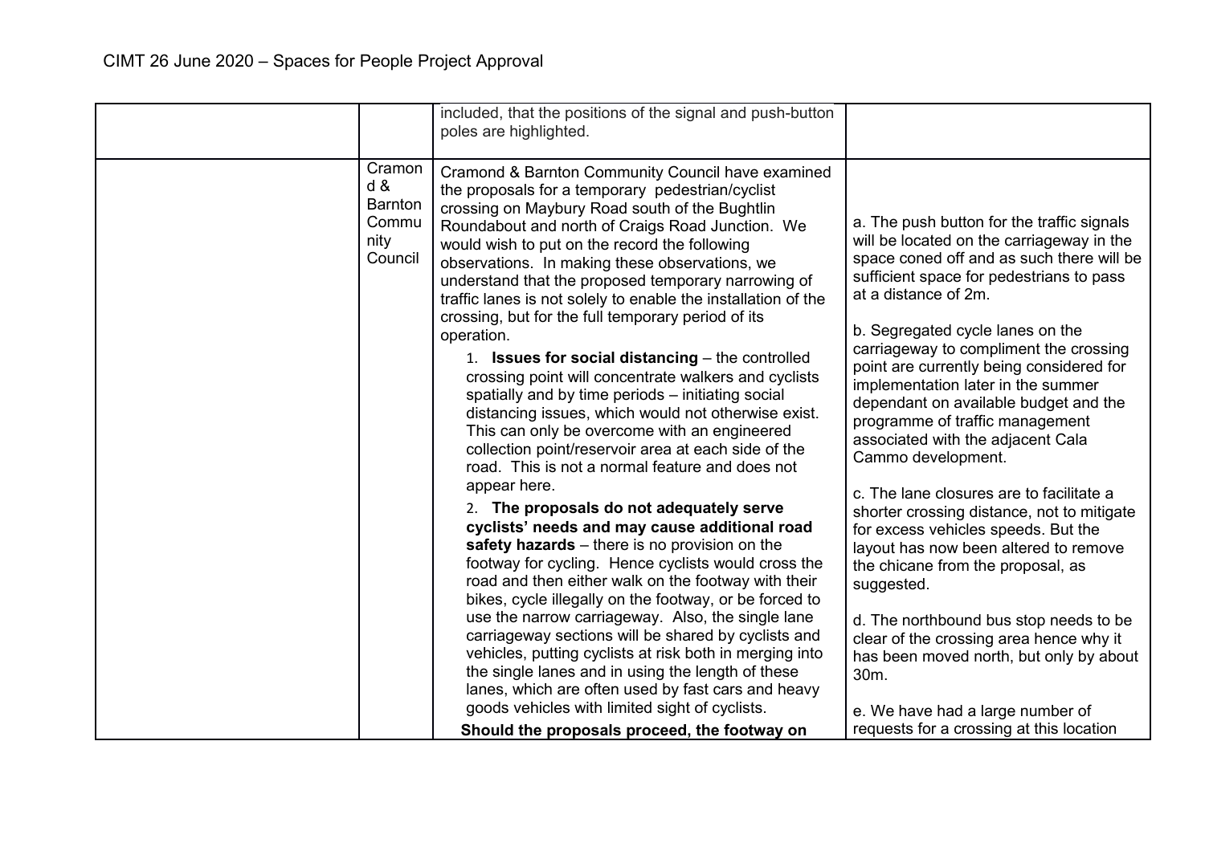# CIMT 26 June 2020 – Spaces for People Project Approval

| | | | |
|---|---|---|---|
| | | included, that the positions of the signal and push-button poles are highlighted. | |
| | Cramond & Barnton Community Council | Cramond & Barnton Community Council have examined the proposals for a temporary pedestrian/cyclist crossing on Maybury Road south of the Bughtlin Roundabout and north of Craigs Road Junction. We would wish to put on the record the following observations. In making these observations, we understand that the proposed temporary narrowing of traffic lanes is not solely to enable the installation of the crossing, but for the full temporary period of its operation.<br><br>1. **Issues for social distancing** – the controlled crossing point will concentrate walkers and cyclists spatially and by time periods – initiating social distancing issues, which would not otherwise exist. This can only be overcome with an engineered collection point/reservoir area at each side of the road. This is not a normal feature and does not appear here.<br><br>2. **The proposals do not adequately serve cyclists' needs and may cause additional road safety hazards** – there is no provision on the footway for cycling. Hence cyclists would cross the road and then either walk on the footway with their bikes, cycle illegally on the footway, or be forced to use the narrow carriageway. Also, the single lane carriageway sections will be shared by cyclists and vehicles, putting cyclists at risk both in merging into the single lanes and in using the length of these lanes, which are often used by fast cars and heavy goods vehicles with limited sight of cyclists.<br><br>**Should the proposals proceed, the footway on** | a. The push button for the traffic signals will be located on the carriageway in the space coned off and as such there will be sufficient space for pedestrians to pass at a distance of 2m.<br><br>b. Segregated cycle lanes on the carriageway to compliment the crossing point are currently being considered for implementation later in the summer dependant on available budget and the programme of traffic management associated with the adjacent Cala Cammo development.<br><br>c. The lane closures are to facilitate a shorter crossing distance, not to mitigate for excess vehicles speeds. But the layout has now been altered to remove the chicane from the proposal, as suggested.<br><br>d. The northbound bus stop needs to be clear of the crossing area hence why it has been moved north, but only by about 30m.<br><br>e. We have had a large number of requests for a crossing at this location |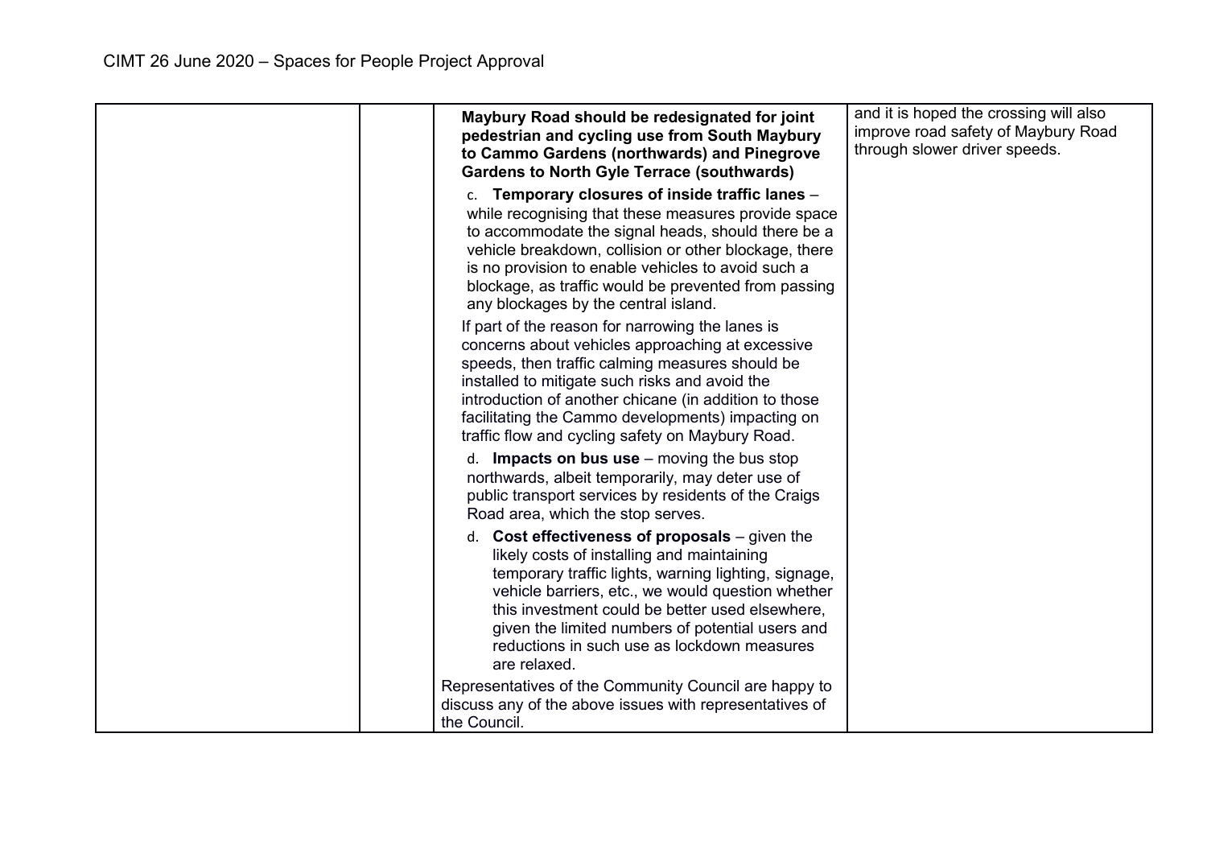| | | **Maybury Road should be redesignated for joint pedestrian and cycling use from South Maybury to Cammo Gardens (northwards) and Pinegrove Gardens to North Gyle Terrace (southwards)**<br><br>c. **Temporary closures of inside traffic lanes** – while recognising that these measures provide space to accommodate the signal heads, should there be a vehicle breakdown, collision or other blockage, there is no provision to enable vehicles to avoid such a blockage, as traffic would be prevented from passing any blockages by the central island.<br><br>If part of the reason for narrowing the lanes is concerns about vehicles approaching at excessive speeds, then traffic calming measures should be installed to mitigate such risks and avoid the introduction of another chicane (in addition to those facilitating the Cammo developments) impacting on traffic flow and cycling safety on Maybury Road.<br><br>d. **Impacts on bus use** – moving the bus stop northwards, albeit temporarily, may deter use of public transport services by residents of the Craigs Road area, which the stop serves.<br><br>d. **Cost effectiveness of proposals** – given the likely costs of installing and maintaining temporary traffic lights, warning lighting, signage, vehicle barriers, etc., we would question whether this investment could be better used elsewhere, given the limited numbers of potential users and reductions in such use as lockdown measures are relaxed.<br><br>Representatives of the Community Council are happy to discuss any of the above issues with representatives of the Council. | and it is hoped the crossing will also improve road safety of Maybury Road through slower driver speeds. |
|---|---|---|---|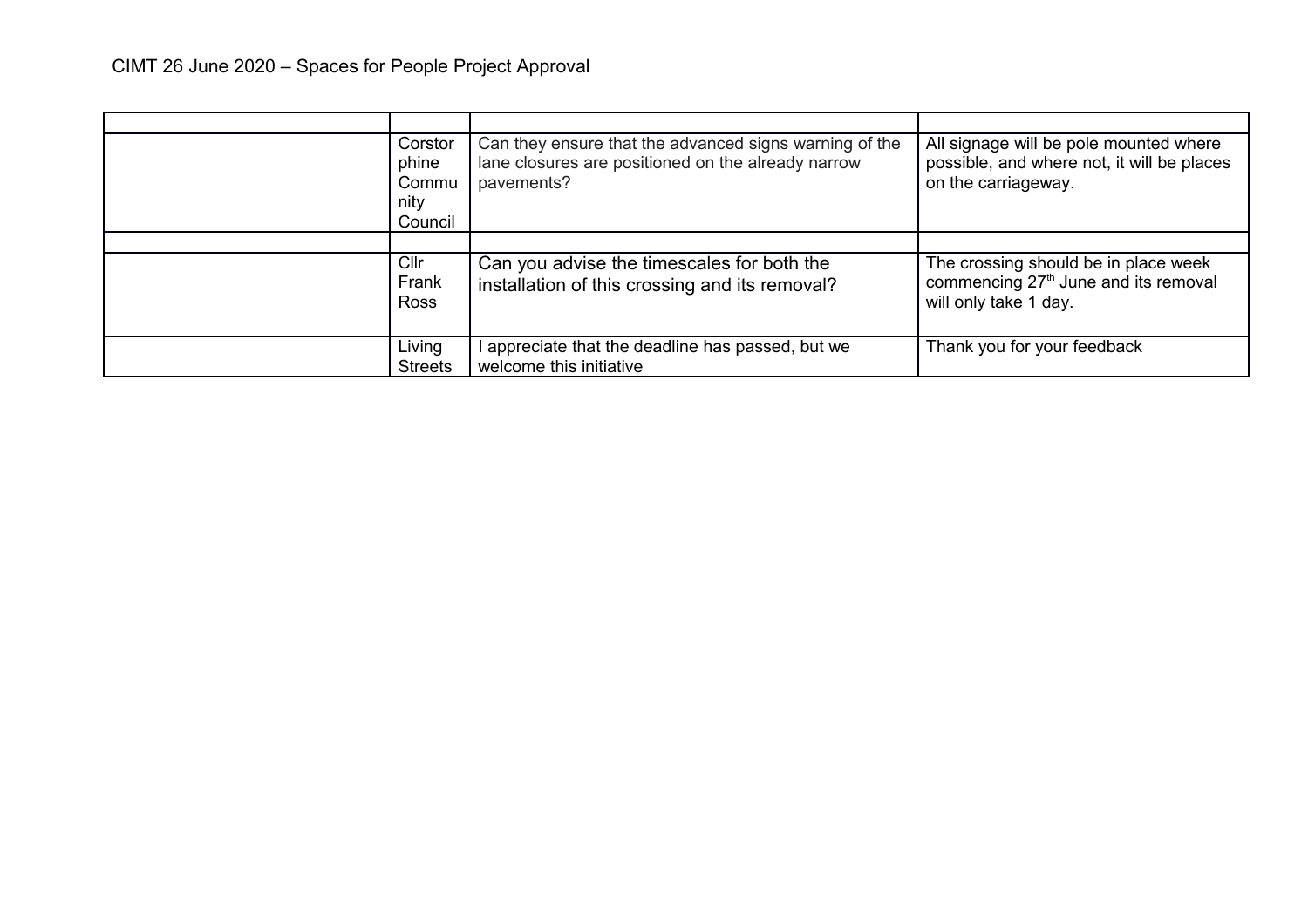CIMT 26 June 2020 – Spaces for People Project Approval

| | | | |
|---|---|---|---|
| | | | |
| | Corstorphine Community Council | Can they ensure that the advanced signs warning of the lane closures are positioned on the already narrow pavements? | All signage will be pole mounted where possible, and where not, it will be places on the carriageway. |
| | | | |
| | Cllr Frank Ross | Can you advise the timescales for both the installation of this crossing and its removal? | The crossing should be in place week commencing 27th June and its removal will only take 1 day. |
| | Living Streets | I appreciate that the deadline has passed, but we welcome this initiative | Thank you for your feedback |